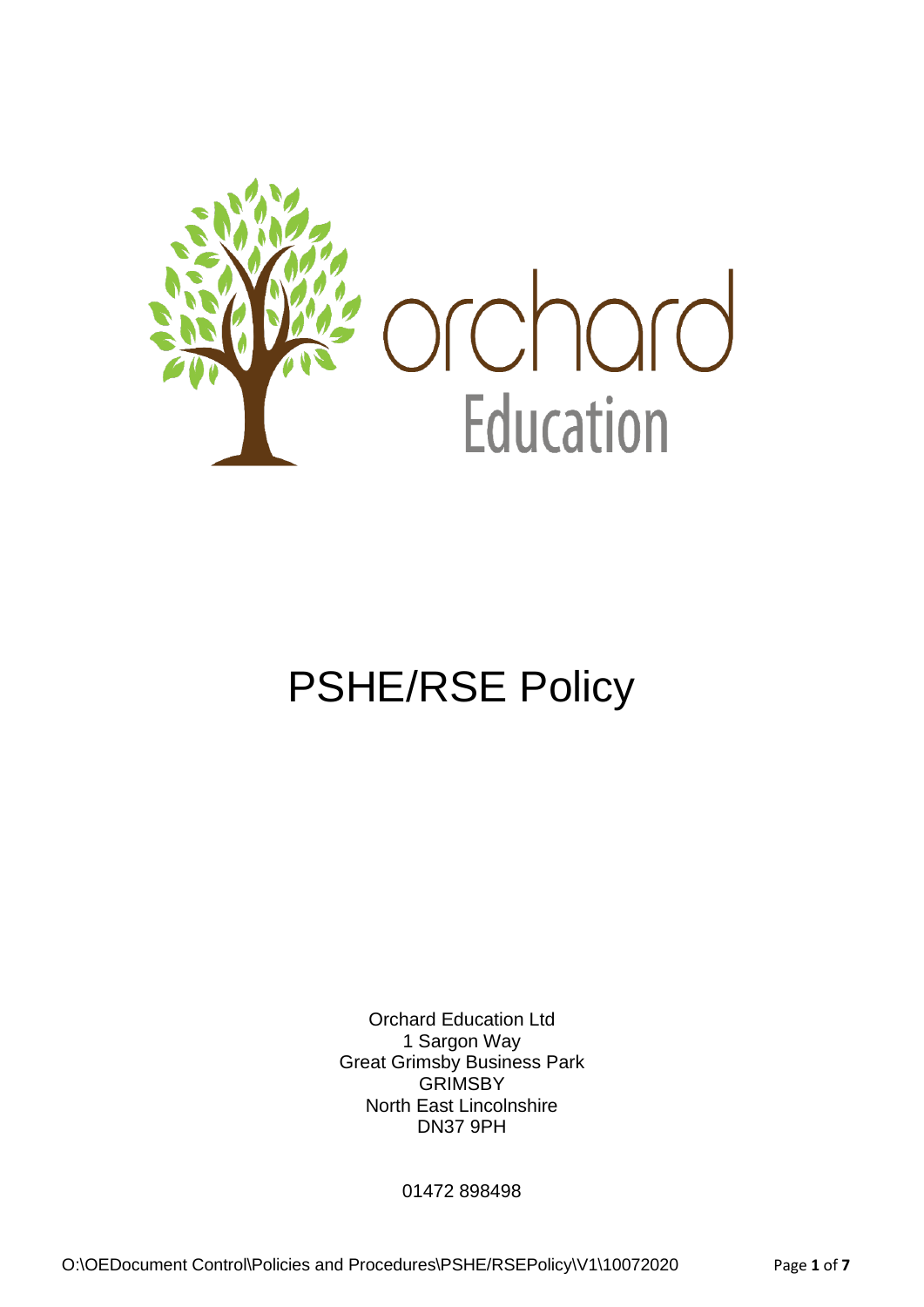orchard
Education

# PSHE/RSE Policy

Orchard Education Ltd
1 Sargon Way
Great Grimsby Business Park
GRIMSBY
North East Lincolnshire
DN37 9PH

01472 898498

O:\OEDocument Control\Policies and Procedures\PSHE/RSEPolicy\V1\10072020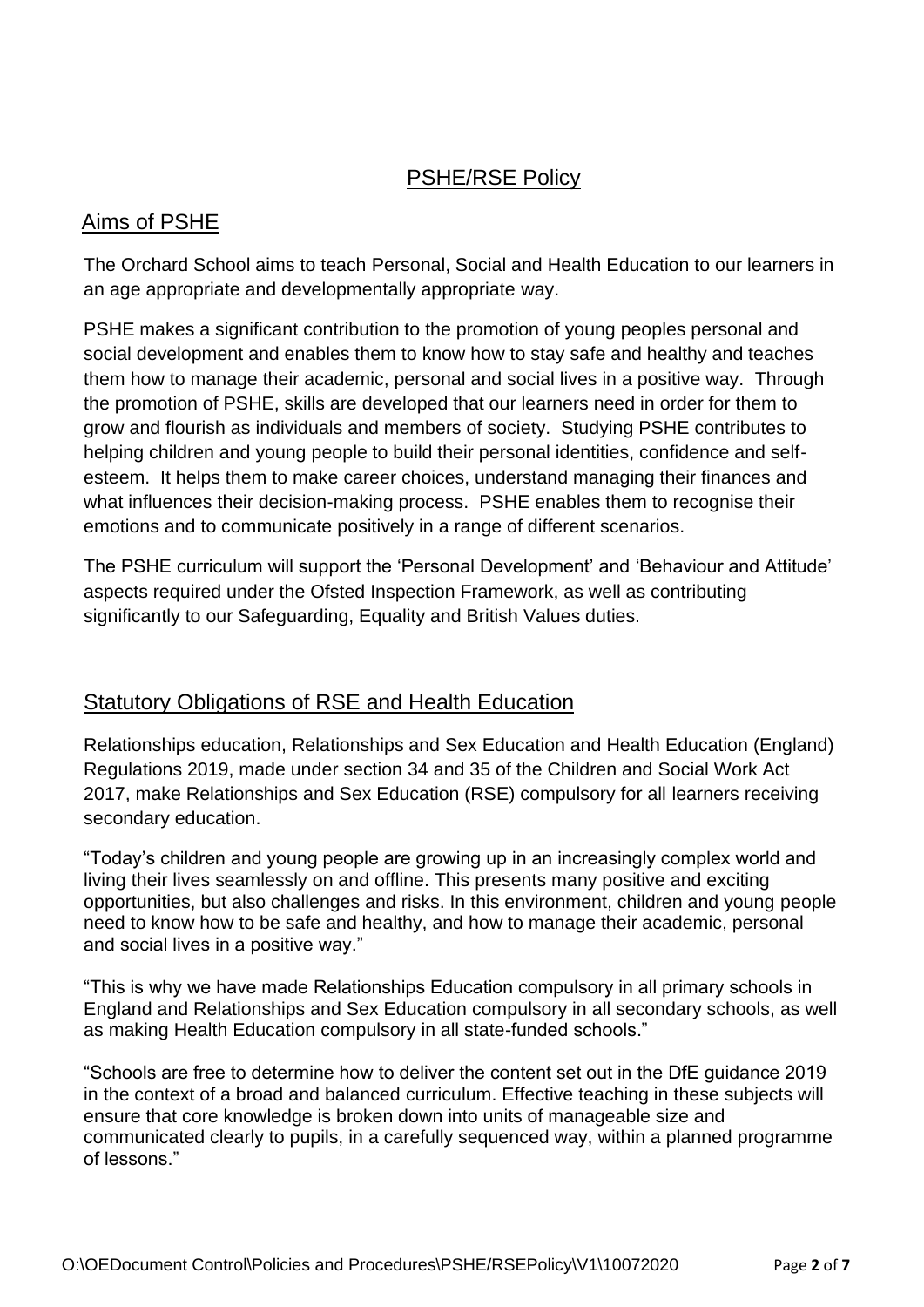# PSHE/RSE Policy

## Aims of PSHE

The Orchard School aims to teach Personal, Social and Health Education to our learners in an age appropriate and developmentally appropriate way.

PSHE makes a significant contribution to the promotion of young peoples personal and social development and enables them to know how to stay safe and healthy and teaches them how to manage their academic, personal and social lives in a positive way. Through the promotion of PSHE, skills are developed that our learners need in order for them to grow and flourish as individuals and members of society. Studying PSHE contributes to helping children and young people to build their personal identities, confidence and self-esteem. It helps them to make career choices, understand managing their finances and what influences their decision-making process. PSHE enables them to recognise their emotions and to communicate positively in a range of different scenarios.

The PSHE curriculum will support the 'Personal Development' and 'Behaviour and Attitude' aspects required under the Ofsted Inspection Framework, as well as contributing significantly to our Safeguarding, Equality and British Values duties.

## Statutory Obligations of RSE and Health Education

Relationships education, Relationships and Sex Education and Health Education (England) Regulations 2019, made under section 34 and 35 of the Children and Social Work Act 2017, make Relationships and Sex Education (RSE) compulsory for all learners receiving secondary education.

"Today's children and young people are growing up in an increasingly complex world and living their lives seamlessly on and offline. This presents many positive and exciting opportunities, but also challenges and risks. In this environment, children and young people need to know how to be safe and healthy, and how to manage their academic, personal and social lives in a positive way."

"This is why we have made Relationships Education compulsory in all primary schools in England and Relationships and Sex Education compulsory in all secondary schools, as well as making Health Education compulsory in all state-funded schools."

"Schools are free to determine how to deliver the content set out in the DfE guidance 2019 in the context of a broad and balanced curriculum. Effective teaching in these subjects will ensure that core knowledge is broken down into units of manageable size and communicated clearly to pupils, in a carefully sequenced way, within a planned programme of lessons."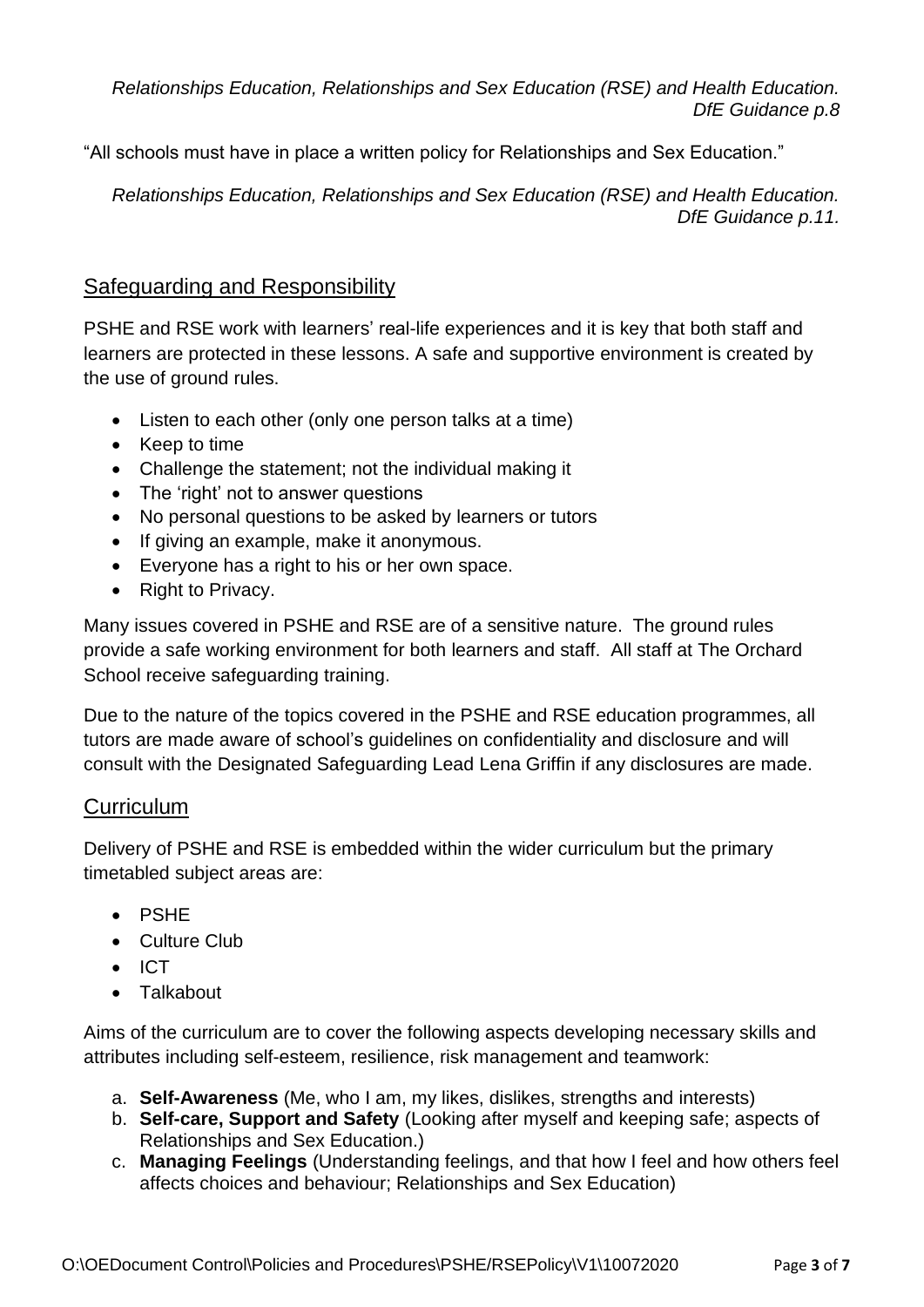*Relationships Education, Relationships and Sex Education (RSE) and Health Education. DfE Guidance p.8*

"All schools must have in place a written policy for Relationships and Sex Education."

*Relationships Education, Relationships and Sex Education (RSE) and Health Education. DfE Guidance p.11.*

## Safeguarding and Responsibility

PSHE and RSE work with learners' real-life experiences and it is key that both staff and learners are protected in these lessons. A safe and supportive environment is created by the use of ground rules.

- Listen to each other (only one person talks at a time)
- Keep to time
- Challenge the statement; not the individual making it
- The 'right' not to answer questions
- No personal questions to be asked by learners or tutors
- If giving an example, make it anonymous.
- Everyone has a right to his or her own space.
- Right to Privacy.

Many issues covered in PSHE and RSE are of a sensitive nature. The ground rules provide a safe working environment for both learners and staff. All staff at The Orchard School receive safeguarding training.

Due to the nature of the topics covered in the PSHE and RSE education programmes, all tutors are made aware of school's guidelines on confidentiality and disclosure and will consult with the Designated Safeguarding Lead Lena Griffin if any disclosures are made.

## Curriculum

Delivery of PSHE and RSE is embedded within the wider curriculum but the primary timetabled subject areas are:

- PSHE
- Culture Club
- ICT
- Talkabout

Aims of the curriculum are to cover the following aspects developing necessary skills and attributes including self-esteem, resilience, risk management and teamwork:

a. **Self-Awareness** (Me, who I am, my likes, dislikes, strengths and interests)
b. **Self-care, Support and Safety** (Looking after myself and keeping safe; aspects of Relationships and Sex Education.)
c. **Managing Feelings** (Understanding feelings, and that how I feel and how others feel affects choices and behaviour; Relationships and Sex Education)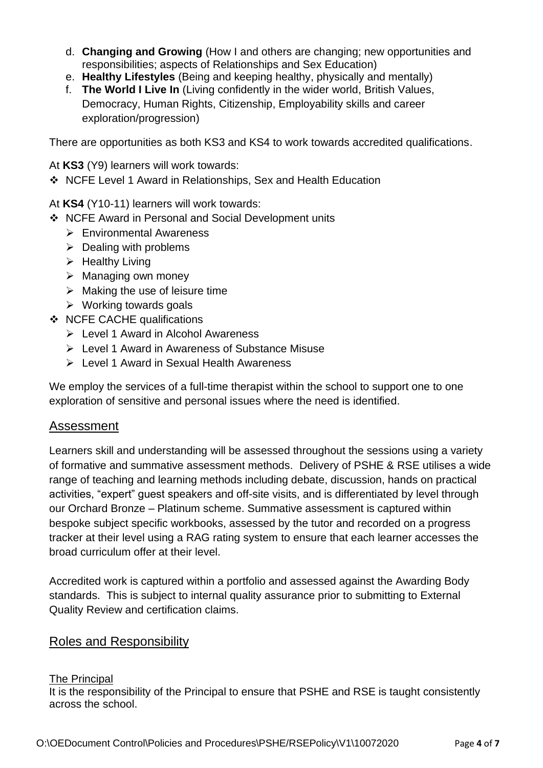d. **Changing and Growing** (How I and others are changing; new opportunities and responsibilities; aspects of Relationships and Sex Education)
e. **Healthy Lifestyles** (Being and keeping healthy, physically and mentally)
f. **The World I Live In** (Living confidently in the wider world, British Values, Democracy, Human Rights, Citizenship, Employability skills and career exploration/progression)

There are opportunities as both KS3 and KS4 to work towards accredited qualifications.

At **KS3** (Y9) learners will work towards:

- NCFE Level 1 Award in Relationships, Sex and Health Education

At **KS4** (Y10-11) learners will work towards:

- NCFE Award in Personal and Social Development units
  - Environmental Awareness
  - Dealing with problems
  - Healthy Living
  - Managing own money
  - Making the use of leisure time
  - Working towards goals
- NCFE CACHE qualifications
  - Level 1 Award in Alcohol Awareness
  - Level 1 Award in Awareness of Substance Misuse
  - Level 1 Award in Sexual Health Awareness

We employ the services of a full-time therapist within the school to support one to one exploration of sensitive and personal issues where the need is identified.

## Assessment

Learners skill and understanding will be assessed throughout the sessions using a variety of formative and summative assessment methods. Delivery of PSHE & RSE utilises a wide range of teaching and learning methods including debate, discussion, hands on practical activities, "expert" guest speakers and off-site visits, and is differentiated by level through our Orchard Bronze – Platinum scheme. Summative assessment is captured within bespoke subject specific workbooks, assessed by the tutor and recorded on a progress tracker at their level using a RAG rating system to ensure that each learner accesses the broad curriculum offer at their level.

Accredited work is captured within a portfolio and assessed against the Awarding Body standards. This is subject to internal quality assurance prior to submitting to External Quality Review and certification claims.

## Roles and Responsibility

### The Principal

It is the responsibility of the Principal to ensure that PSHE and RSE is taught consistently across the school.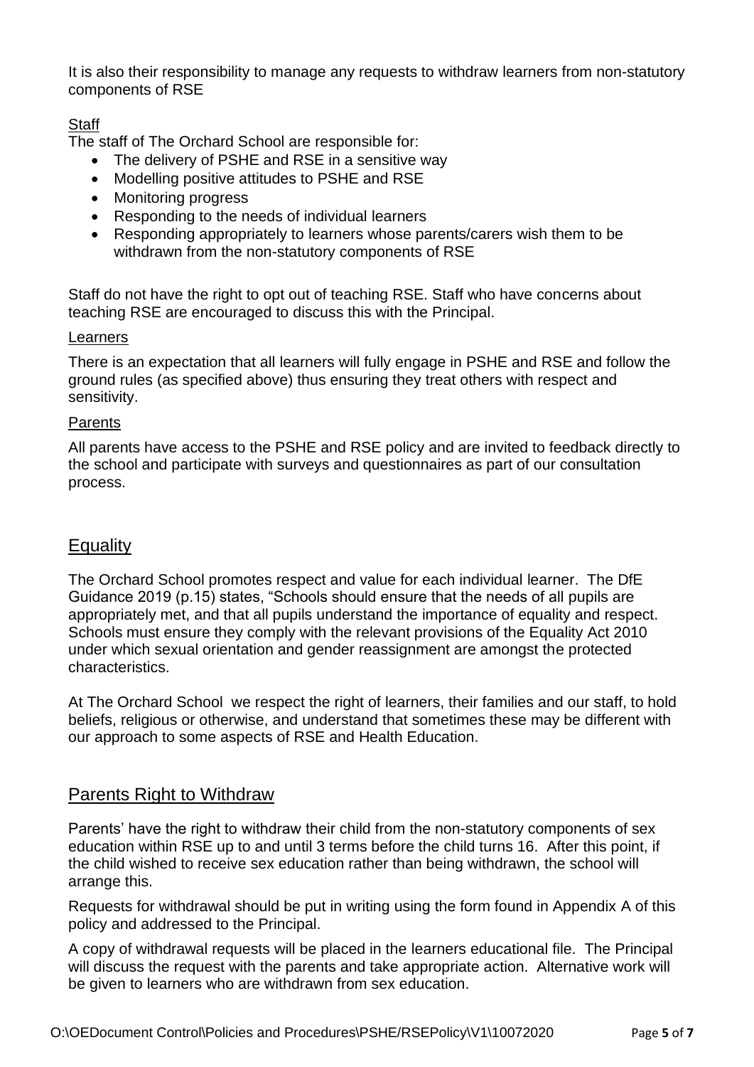It is also their responsibility to manage any requests to withdraw learners from non-statutory components of RSE

Staff

The staff of The Orchard School are responsible for:

- The delivery of PSHE and RSE in a sensitive way
- Modelling positive attitudes to PSHE and RSE
- Monitoring progress
- Responding to the needs of individual learners
- Responding appropriately to learners whose parents/carers wish them to be withdrawn from the non-statutory components of RSE

Staff do not have the right to opt out of teaching RSE. Staff who have concerns about teaching RSE are encouraged to discuss this with the Principal.

Learners

There is an expectation that all learners will fully engage in PSHE and RSE and follow the ground rules (as specified above) thus ensuring they treat others with respect and sensitivity.

Parents

All parents have access to the PSHE and RSE policy and are invited to feedback directly to the school and participate with surveys and questionnaires as part of our consultation process.

## Equality

The Orchard School promotes respect and value for each individual learner. The DfE Guidance 2019 (p.15) states, "Schools should ensure that the needs of all pupils are appropriately met, and that all pupils understand the importance of equality and respect. Schools must ensure they comply with the relevant provisions of the Equality Act 2010 under which sexual orientation and gender reassignment are amongst the protected characteristics.

At The Orchard School we respect the right of learners, their families and our staff, to hold beliefs, religious or otherwise, and understand that sometimes these may be different with our approach to some aspects of RSE and Health Education.

## Parents Right to Withdraw

Parents' have the right to withdraw their child from the non-statutory components of sex education within RSE up to and until 3 terms before the child turns 16. After this point, if the child wished to receive sex education rather than being withdrawn, the school will arrange this.

Requests for withdrawal should be put in writing using the form found in Appendix A of this policy and addressed to the Principal.

A copy of withdrawal requests will be placed in the learners educational file. The Principal will discuss the request with the parents and take appropriate action. Alternative work will be given to learners who are withdrawn from sex education.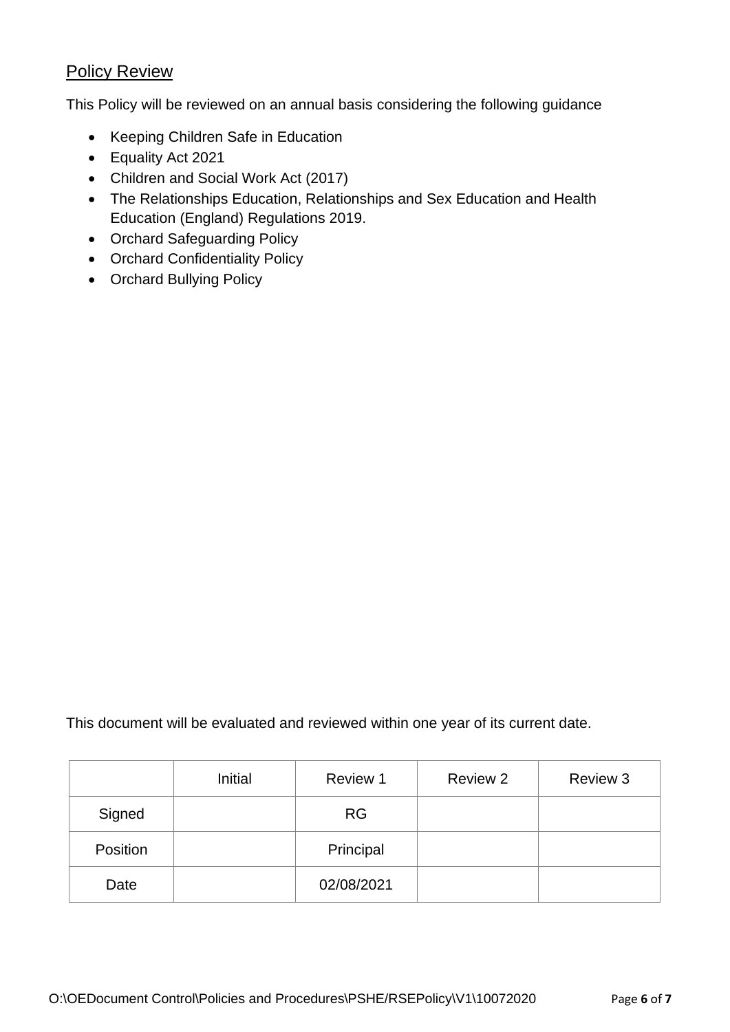## Policy Review

This Policy will be reviewed on an annual basis considering the following guidance

- Keeping Children Safe in Education
- Equality Act 2021
- Children and Social Work Act (2017)
- The Relationships Education, Relationships and Sex Education and Health Education (England) Regulations 2019.
- Orchard Safeguarding Policy
- Orchard Confidentiality Policy
- Orchard Bullying Policy

This document will be evaluated and reviewed within one year of its current date.

| | Initial | Review 1 | Review 2 | Review 3 |
|---|---|---|---|---|
| Signed | | RG | | |
| Position | | Principal | | |
| Date | | 02/08/2021 | | |

O:\OEDocument Control\Policies and Procedures\PSHE/RSEPolicy\V1\10072020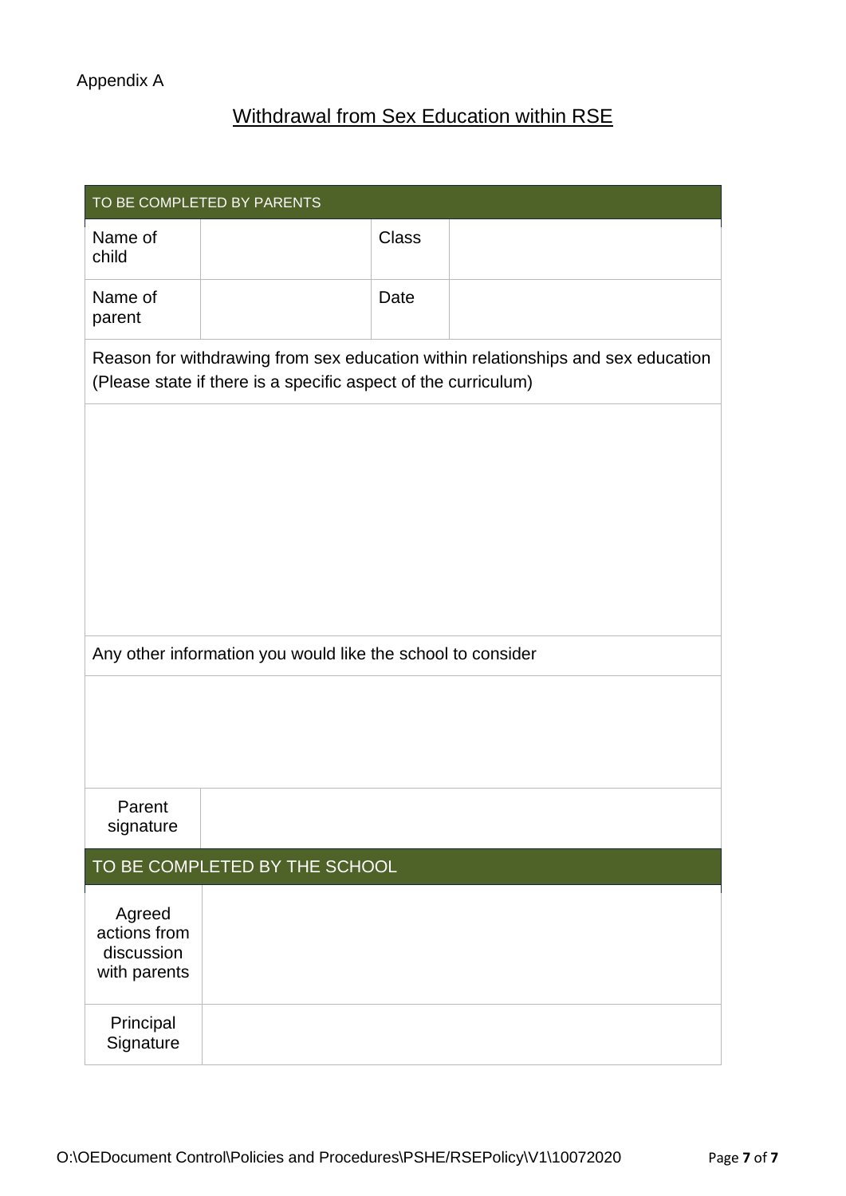Appendix A

## Withdrawal from Sex Education within RSE

| TO BE COMPLETED BY PARENTS | | | |
|---|---|---|---|
| Name of child | | Class | |
| Name of parent | | Date | |
| Reason for withdrawing from sex education within relationships and sex education (Please state if there is a specific aspect of the curriculum) | | | |
| | | | |
| Any other information you would like the school to consider | | | |
| | | | |
| Parent signature | | | |
| TO BE COMPLETED BY THE SCHOOL | | | |
| Agreed actions from discussion with parents | | | |
| Principal Signature | | | |

O:\OEDocument Control\Policies and Procedures\PSHE/RSEPolicy\V1\10072020